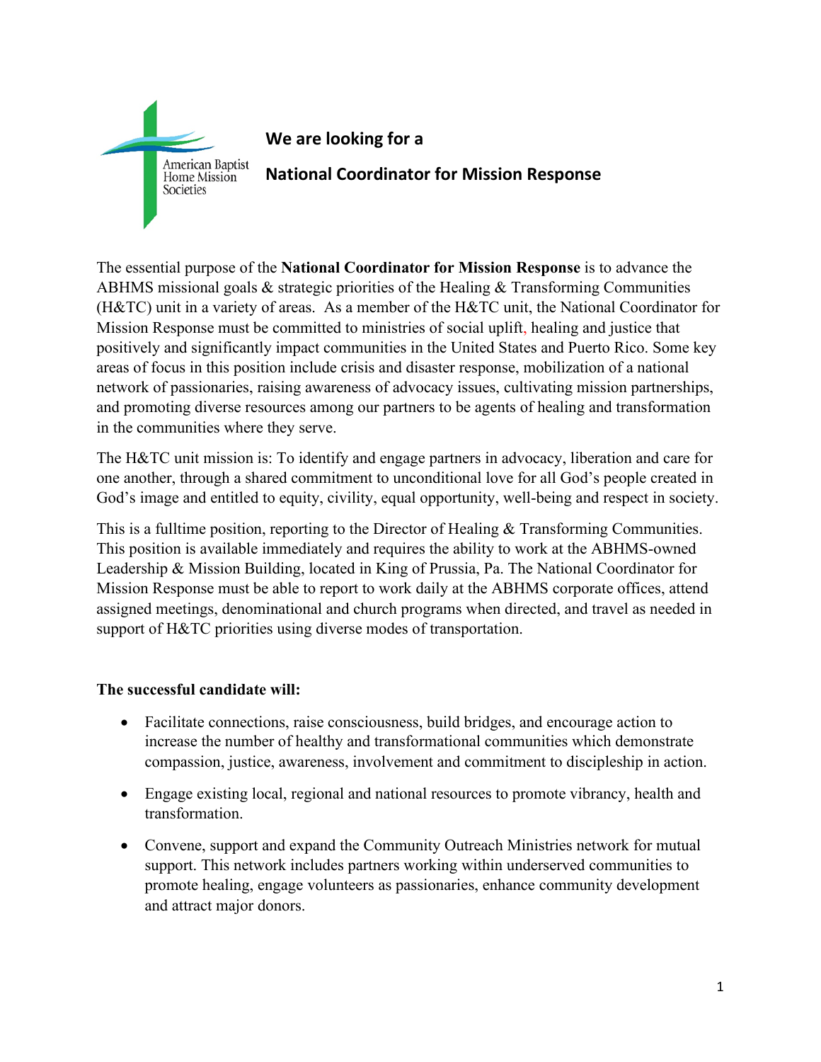American Baptist Home Mission Societies

## We are looking for a

## National Coordinator for Mission Response

The essential purpose of the **National Coordinator for Mission Response** is to advance the ABHMS missional goals & strategic priorities of the Healing & Transforming Communities (H&TC) unit in a variety of areas. As a member of the H&TC unit, the National Coordinator for Mission Response must be committed to ministries of social uplift, healing and justice that positively and significantly impact communities in the United States and Puerto Rico. Some key areas of focus in this position include crisis and disaster response, mobilization of a national network of passionaries, raising awareness of advocacy issues, cultivating mission partnerships, and promoting diverse resources among our partners to be agents of healing and transformation in the communities where they serve.

The H&TC unit mission is: To identify and engage partners in advocacy, liberation and care for one another, through a shared commitment to unconditional love for all God's people created in God's image and entitled to equity, civility, equal opportunity, well-being and respect in society.

This is a fulltime position, reporting to the Director of Healing & Transforming Communities. This position is available immediately and requires the ability to work at the ABHMS-owned Leadership & Mission Building, located in King of Prussia, Pa. The National Coordinator for Mission Response must be able to report to work daily at the ABHMS corporate offices, attend assigned meetings, denominational and church programs when directed, and travel as needed in support of H&TC priorities using diverse modes of transportation.

**The successful candidate will:**

- Facilitate connections, raise consciousness, build bridges, and encourage action to increase the number of healthy and transformational communities which demonstrate compassion, justice, awareness, involvement and commitment to discipleship in action.
- Engage existing local, regional and national resources to promote vibrancy, health and transformation.
- Convene, support and expand the Community Outreach Ministries network for mutual support. This network includes partners working within underserved communities to promote healing, engage volunteers as passionaries, enhance community development and attract major donors.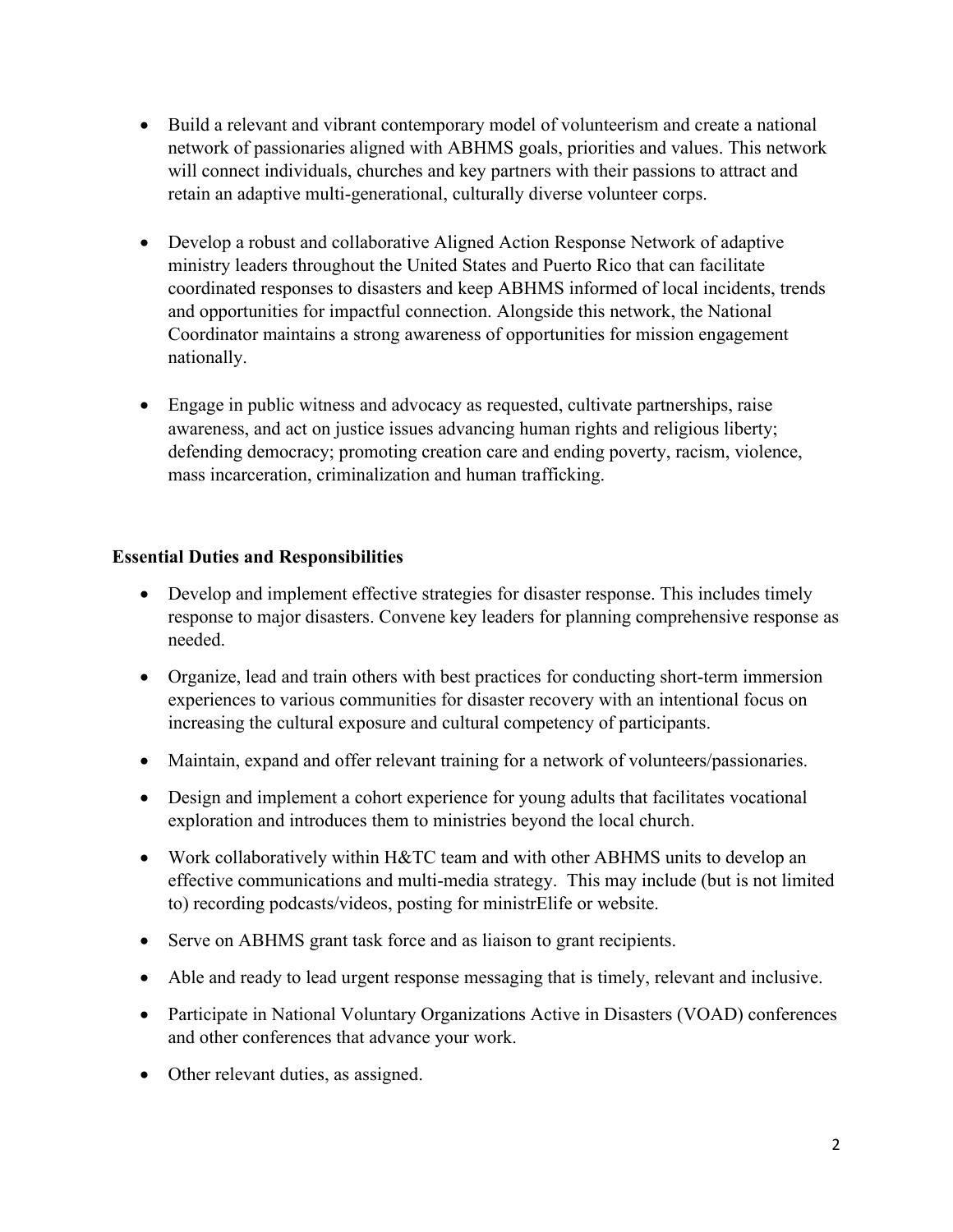- Build a relevant and vibrant contemporary model of volunteerism and create a national network of passionaries aligned with ABHMS goals, priorities and values. This network will connect individuals, churches and key partners with their passions to attract and retain an adaptive multi-generational, culturally diverse volunteer corps.

- Develop a robust and collaborative Aligned Action Response Network of adaptive ministry leaders throughout the United States and Puerto Rico that can facilitate coordinated responses to disasters and keep ABHMS informed of local incidents, trends and opportunities for impactful connection. Alongside this network, the National Coordinator maintains a strong awareness of opportunities for mission engagement nationally.

- Engage in public witness and advocacy as requested, cultivate partnerships, raise awareness, and act on justice issues advancing human rights and religious liberty; defending democracy; promoting creation care and ending poverty, racism, violence, mass incarceration, criminalization and human trafficking.

**Essential Duties and Responsibilities**

- Develop and implement effective strategies for disaster response. This includes timely response to major disasters. Convene key leaders for planning comprehensive response as needed.
- Organize, lead and train others with best practices for conducting short-term immersion experiences to various communities for disaster recovery with an intentional focus on increasing the cultural exposure and cultural competency of participants.
- Maintain, expand and offer relevant training for a network of volunteers/passionaries.
- Design and implement a cohort experience for young adults that facilitates vocational exploration and introduces them to ministries beyond the local church.
- Work collaboratively within H&TC team and with other ABHMS units to develop an effective communications and multi-media strategy. This may include (but is not limited to) recording podcasts/videos, posting for ministrElife or website.
- Serve on ABHMS grant task force and as liaison to grant recipients.
- Able and ready to lead urgent response messaging that is timely, relevant and inclusive.
- Participate in National Voluntary Organizations Active in Disasters (VOAD) conferences and other conferences that advance your work.
- Other relevant duties, as assigned.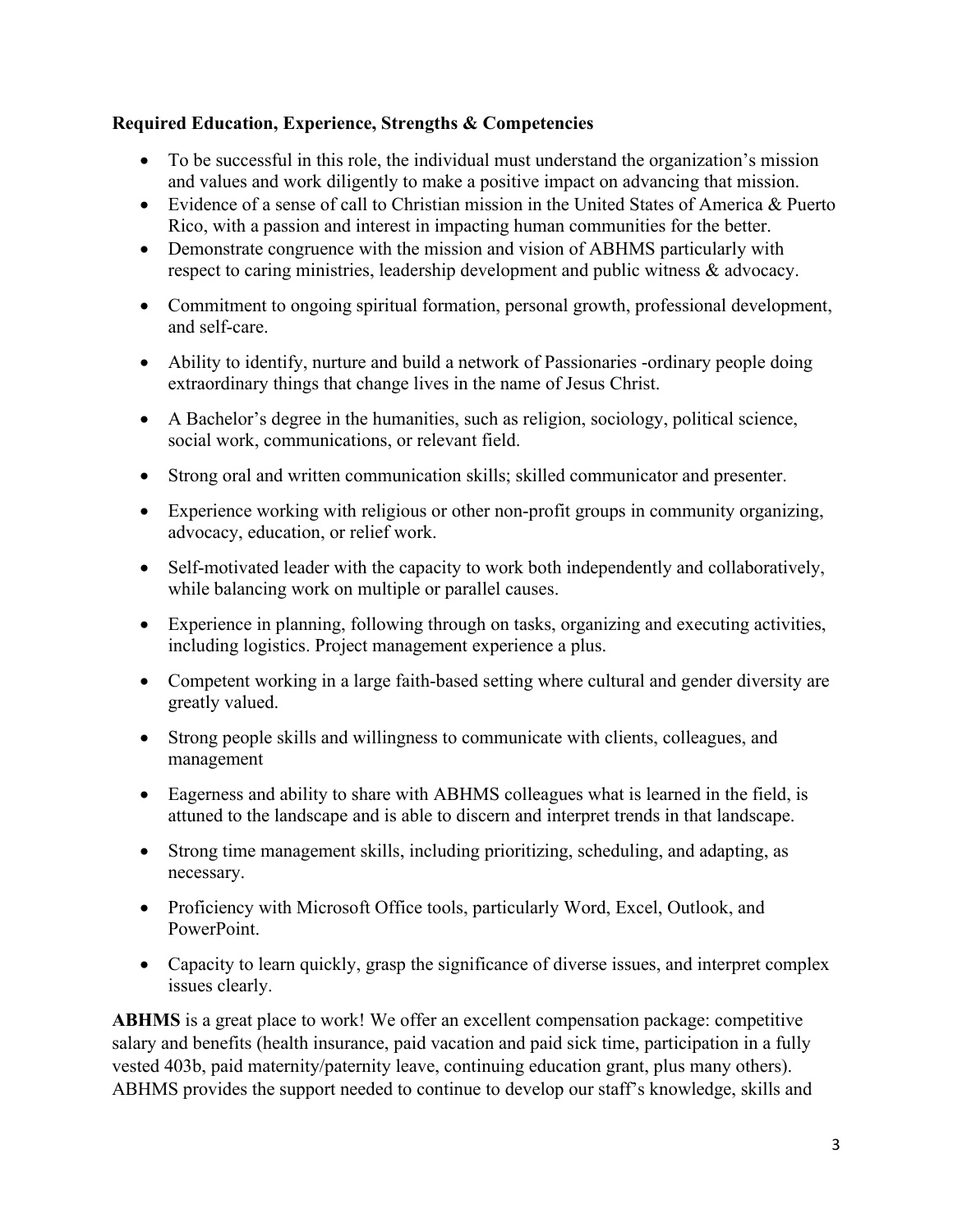**Required Education, Experience, Strengths & Competencies**

- To be successful in this role, the individual must understand the organization's mission and values and work diligently to make a positive impact on advancing that mission.
- Evidence of a sense of call to Christian mission in the United States of America & Puerto Rico, with a passion and interest in impacting human communities for the better.
- Demonstrate congruence with the mission and vision of ABHMS particularly with respect to caring ministries, leadership development and public witness & advocacy.
- Commitment to ongoing spiritual formation, personal growth, professional development, and self-care.
- Ability to identify, nurture and build a network of Passionaries -ordinary people doing extraordinary things that change lives in the name of Jesus Christ.
- A Bachelor's degree in the humanities, such as religion, sociology, political science, social work, communications, or relevant field.
- Strong oral and written communication skills; skilled communicator and presenter.
- Experience working with religious or other non-profit groups in community organizing, advocacy, education, or relief work.
- Self-motivated leader with the capacity to work both independently and collaboratively, while balancing work on multiple or parallel causes.
- Experience in planning, following through on tasks, organizing and executing activities, including logistics. Project management experience a plus.
- Competent working in a large faith-based setting where cultural and gender diversity are greatly valued.
- Strong people skills and willingness to communicate with clients, colleagues, and management
- Eagerness and ability to share with ABHMS colleagues what is learned in the field, is attuned to the landscape and is able to discern and interpret trends in that landscape.
- Strong time management skills, including prioritizing, scheduling, and adapting, as necessary.
- Proficiency with Microsoft Office tools, particularly Word, Excel, Outlook, and PowerPoint.
- Capacity to learn quickly, grasp the significance of diverse issues, and interpret complex issues clearly.

**ABHMS** is a great place to work! We offer an excellent compensation package: competitive salary and benefits (health insurance, paid vacation and paid sick time, participation in a fully vested 403b, paid maternity/paternity leave, continuing education grant, plus many others). ABHMS provides the support needed to continue to develop our staff's knowledge, skills and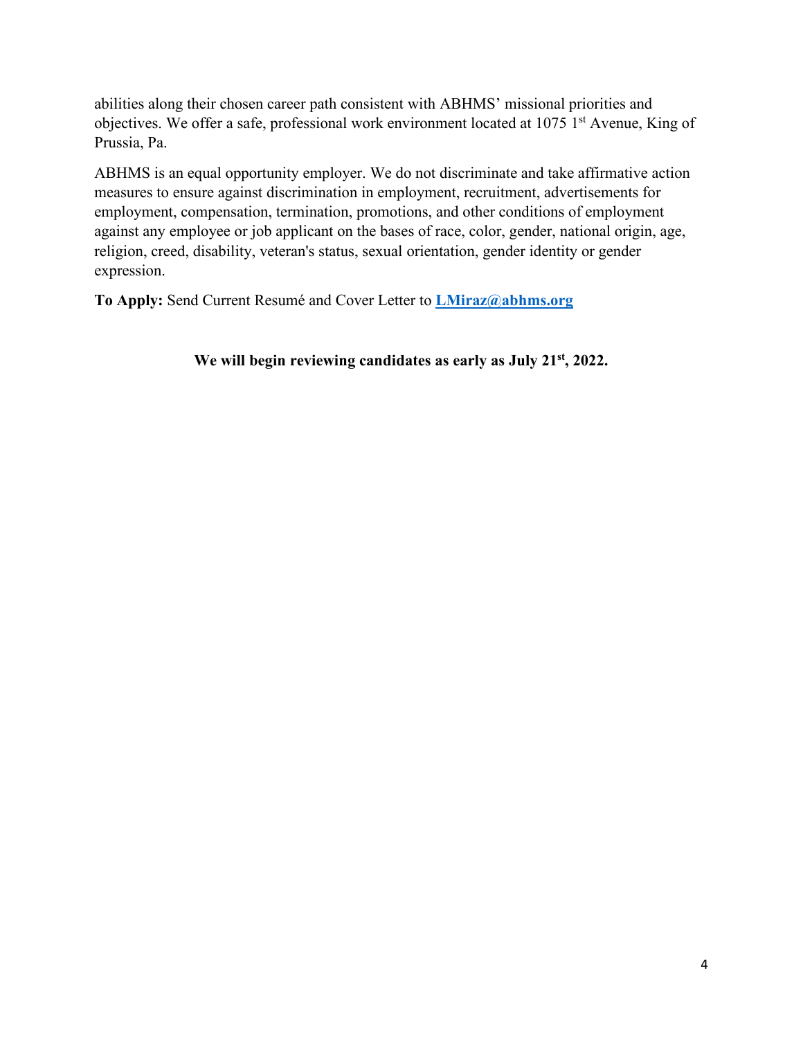abilities along their chosen career path consistent with ABHMS' missional priorities and objectives. We offer a safe, professional work environment located at 1075 1st Avenue, King of Prussia, Pa.

ABHMS is an equal opportunity employer. We do not discriminate and take affirmative action measures to ensure against discrimination in employment, recruitment, advertisements for employment, compensation, termination, promotions, and other conditions of employment against any employee or job applicant on the bases of race, color, gender, national origin, age, religion, creed, disability, veteran's status, sexual orientation, gender identity or gender expression.

**To Apply:** Send Current Resumé and Cover Letter to **LMiraz@abhms.org**

**We will begin reviewing candidates as early as July 21st, 2022.**